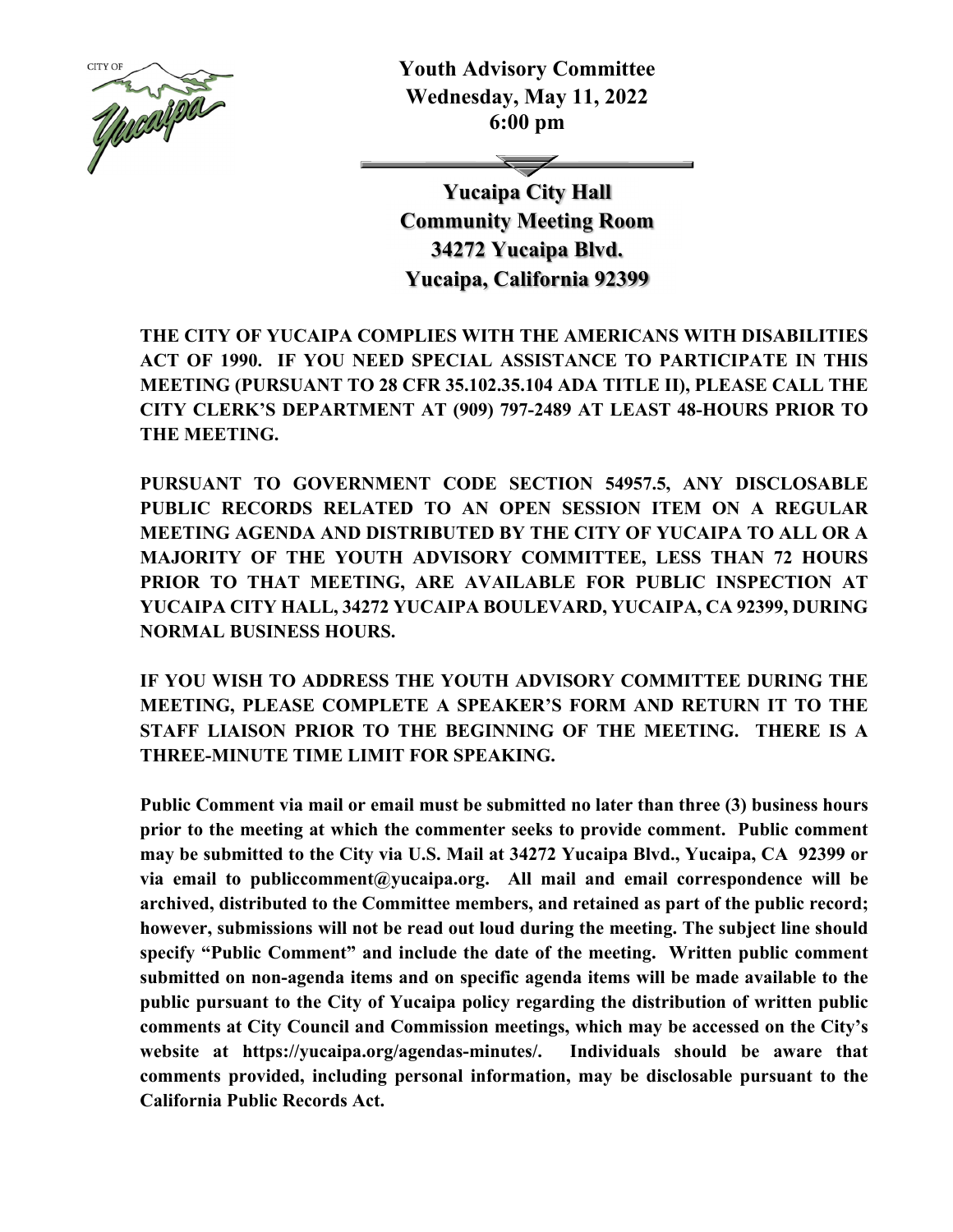**Youth Advisory Committee**
**Wednesday, May 11, 2022**
**6:00 pm**

**Yucaipa City Hall**
**Community Meeting Room**
**34272 Yucaipa Blvd.**
**Yucaipa, California 92399**

**THE CITY OF YUCAIPA COMPLIES WITH THE AMERICANS WITH DISABILITIES ACT OF 1990. IF YOU NEED SPECIAL ASSISTANCE TO PARTICIPATE IN THIS MEETING (PURSUANT TO 28 CFR 35.102.35.104 ADA TITLE II), PLEASE CALL THE CITY CLERK'S DEPARTMENT AT (909) 797-2489 AT LEAST 48-HOURS PRIOR TO THE MEETING.**

**PURSUANT TO GOVERNMENT CODE SECTION 54957.5, ANY DISCLOSABLE PUBLIC RECORDS RELATED TO AN OPEN SESSION ITEM ON A REGULAR MEETING AGENDA AND DISTRIBUTED BY THE CITY OF YUCAIPA TO ALL OR A MAJORITY OF THE YOUTH ADVISORY COMMITTEE, LESS THAN 72 HOURS PRIOR TO THAT MEETING, ARE AVAILABLE FOR PUBLIC INSPECTION AT YUCAIPA CITY HALL, 34272 YUCAIPA BOULEVARD, YUCAIPA, CA 92399, DURING NORMAL BUSINESS HOURS.**

**IF YOU WISH TO ADDRESS THE YOUTH ADVISORY COMMITTEE DURING THE MEETING, PLEASE COMPLETE A SPEAKER'S FORM AND RETURN IT TO THE STAFF LIAISON PRIOR TO THE BEGINNING OF THE MEETING. THERE IS A THREE-MINUTE TIME LIMIT FOR SPEAKING.**

**Public Comment via mail or email must be submitted no later than three (3) business hours prior to the meeting at which the commenter seeks to provide comment. Public comment may be submitted to the City via U.S. Mail at 34272 Yucaipa Blvd., Yucaipa, CA 92399 or via email to publiccomment@yucaipa.org. All mail and email correspondence will be archived, distributed to the Committee members, and retained as part of the public record; however, submissions will not be read out loud during the meeting. The subject line should specify "Public Comment" and include the date of the meeting. Written public comment submitted on non-agenda items and on specific agenda items will be made available to the public pursuant to the City of Yucaipa policy regarding the distribution of written public comments at City Council and Commission meetings, which may be accessed on the City's website at https://yucaipa.org/agendas-minutes/. Individuals should be aware that comments provided, including personal information, may be disclosable pursuant to the California Public Records Act.**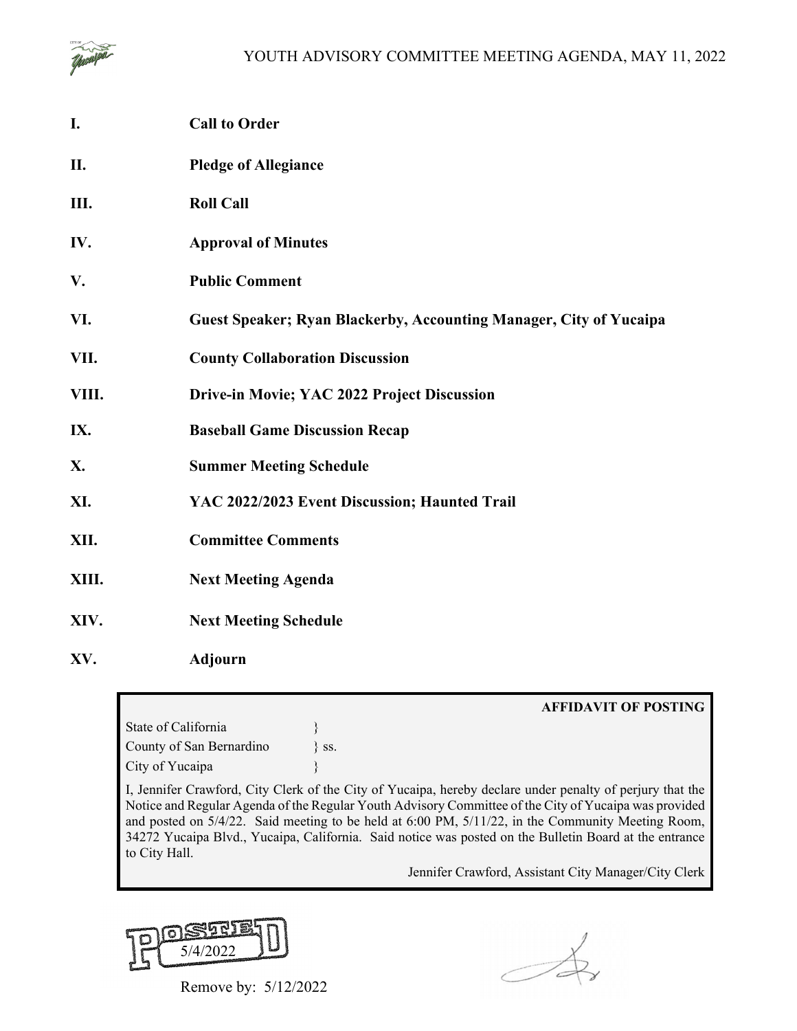# YOUTH ADVISORY COMMITTEE MEETING AGENDA, MAY 11, 2022

**I.** **Call to Order**

**II.** **Pledge of Allegiance**

**III.** **Roll Call**

**IV.** **Approval of Minutes**

**V.** **Public Comment**

**VI.** **Guest Speaker; Ryan Blackerby, Accounting Manager, City of Yucaipa**

**VII.** **County Collaboration Discussion**

**VIII.** **Drive-in Movie; YAC 2022 Project Discussion**

**IX.** **Baseball Game Discussion Recap**

**X.** **Summer Meeting Schedule**

**XI.** **YAC 2022/2023 Event Discussion; Haunted Trail**

**XII.** **Committee Comments**

**XIII.** **Next Meeting Agenda**

**XIV.** **Next Meeting Schedule**

**XV.** **Adjourn**

**AFFIDAVIT OF POSTING**

State of California }
County of San Bernardino } ss.
City of Yucaipa }

I, Jennifer Crawford, City Clerk of the City of Yucaipa, hereby declare under penalty of perjury that the Notice and Regular Agenda of the Regular Youth Advisory Committee of the City of Yucaipa was provided and posted on 5/4/22. Said meeting to be held at 6:00 PM, 5/11/22, in the Community Meeting Room, 34272 Yucaipa Blvd., Yucaipa, California. Said notice was posted on the Bulletin Board at the entrance to City Hall.

Jennifer Crawford, Assistant City Manager/City Clerk

POSTED 5/4/2022

Remove by: 5/12/2022